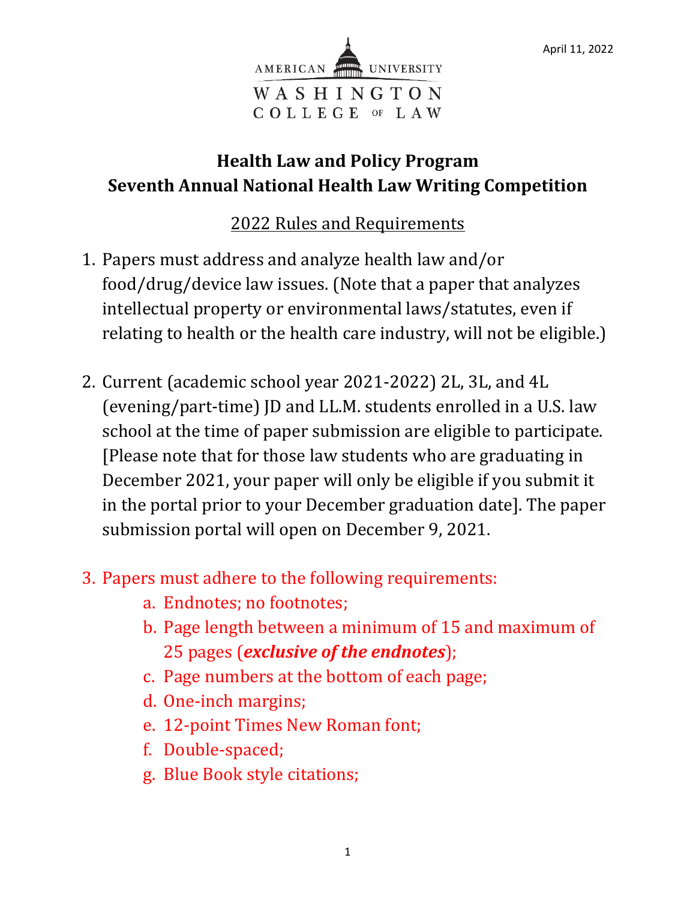April 11, 2022

AMERICAN UNIVERSITY
WASHINGTON
COLLEGE OF LAW

# Health Law and Policy Program
# Seventh Annual National Health Law Writing Competition

## 2022 Rules and Requirements

1. Papers must address and analyze health law and/or food/drug/device law issues. (Note that a paper that analyzes intellectual property or environmental laws/statutes, even if relating to health or the health care industry, will not be eligible.)

2. Current (academic school year 2021-2022) 2L, 3L, and 4L (evening/part-time) JD and LL.M. students enrolled in a U.S. law school at the time of paper submission are eligible to participate. [Please note that for those law students who are graduating in December 2021, your paper will only be eligible if you submit it in the portal prior to your December graduation date]. The paper submission portal will open on December 9, 2021.

3. Papers must adhere to the following requirements:
   a. Endnotes; no footnotes;
   b. Page length between a minimum of 15 and maximum of 25 pages (***exclusive of the endnotes***);
   c. Page numbers at the bottom of each page;
   d. One-inch margins;
   e. 12-point Times New Roman font;
   f. Double-spaced;
   g. Blue Book style citations;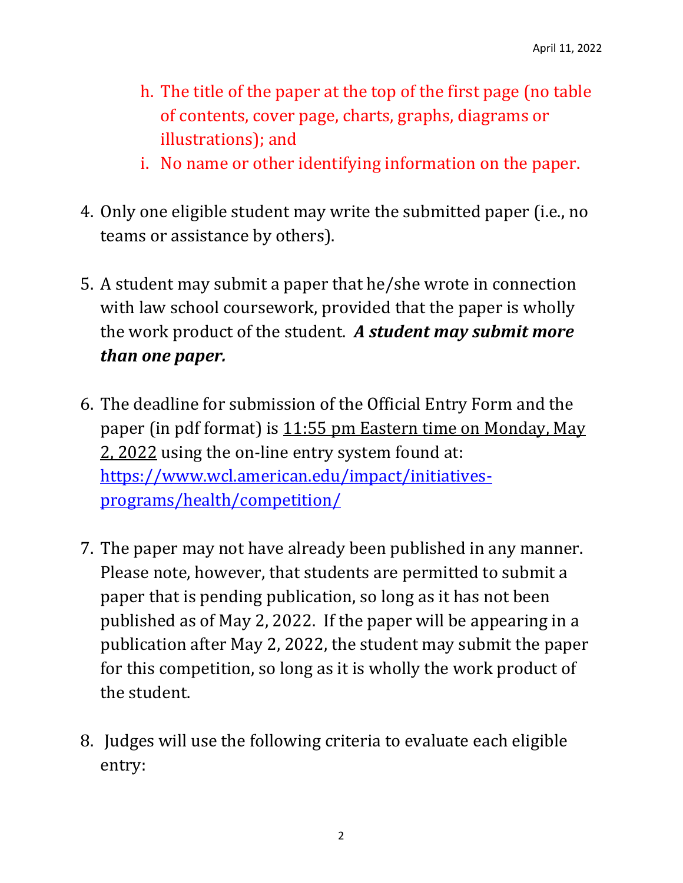h. The title of the paper at the top of the first page (no table of contents, cover page, charts, graphs, diagrams or illustrations); and
   i. No name or other identifying information on the paper.

4. Only one eligible student may write the submitted paper (i.e., no teams or assistance by others).

5. A student may submit a paper that he/she wrote in connection with law school coursework, provided that the paper is wholly the work product of the student. ***A student may submit more than one paper.***

6. The deadline for submission of the Official Entry Form and the paper (in pdf format) is 11:55 pm Eastern time on Monday, May 2, 2022 using the on-line entry system found at: [https://www.wcl.american.edu/impact/initiatives-programs/health/competition/](https://www.wcl.american.edu/impact/initiatives-programs/health/competition/)

7. The paper may not have already been published in any manner. Please note, however, that students are permitted to submit a paper that is pending publication, so long as it has not been published as of May 2, 2022. If the paper will be appearing in a publication after May 2, 2022, the student may submit the paper for this competition, so long as it is wholly the work product of the student.

8. Judges will use the following criteria to evaluate each eligible entry: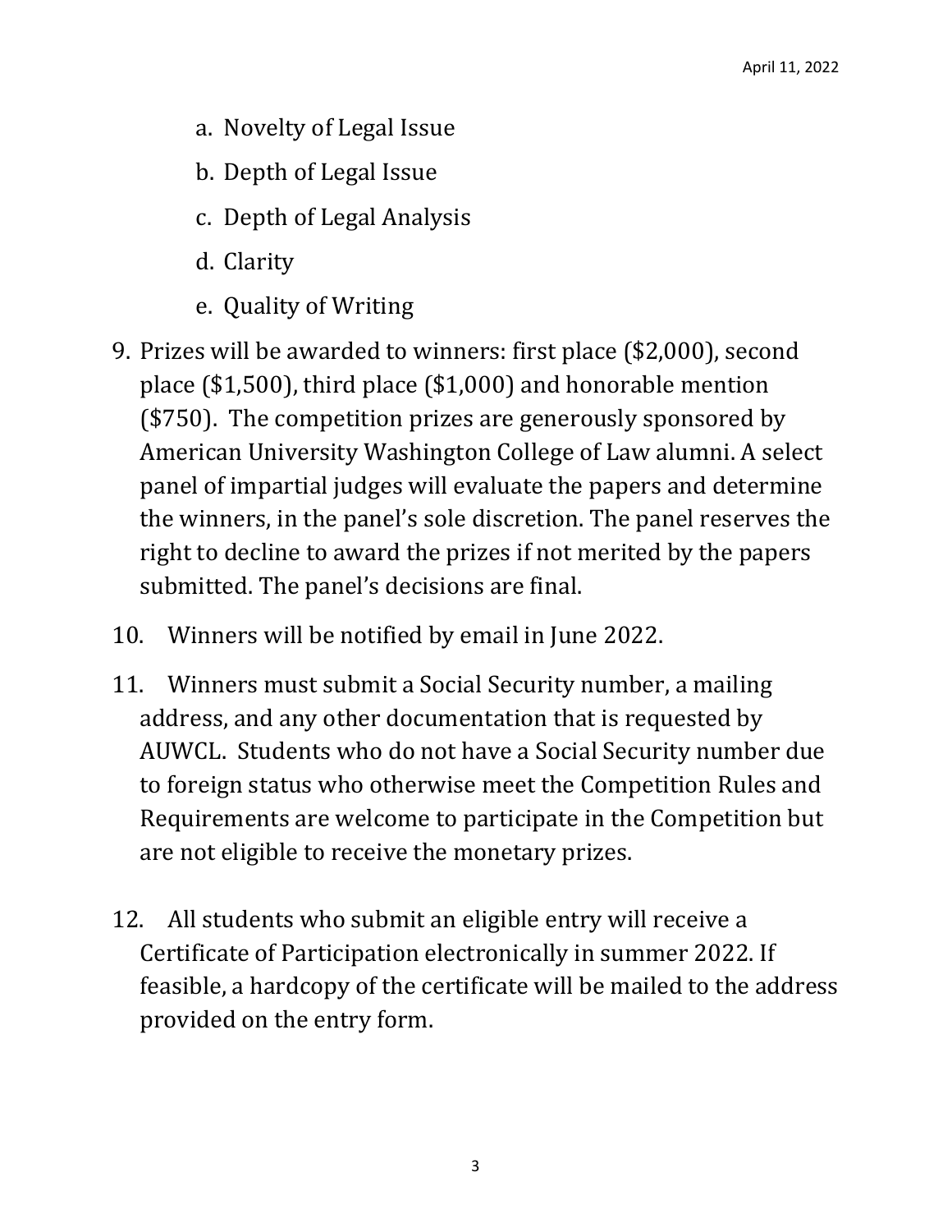a. Novelty of Legal Issue
   b. Depth of Legal Issue
   c. Depth of Legal Analysis
   d. Clarity
   e. Quality of Writing

9. Prizes will be awarded to winners: first place ($2,000), second place ($1,500), third place ($1,000) and honorable mention ($750). The competition prizes are generously sponsored by American University Washington College of Law alumni. A select panel of impartial judges will evaluate the papers and determine the winners, in the panel's sole discretion. The panel reserves the right to decline to award the prizes if not merited by the papers submitted. The panel's decisions are final.

10. Winners will be notified by email in June 2022.

11. Winners must submit a Social Security number, a mailing address, and any other documentation that is requested by AUWCL. Students who do not have a Social Security number due to foreign status who otherwise meet the Competition Rules and Requirements are welcome to participate in the Competition but are not eligible to receive the monetary prizes.

12. All students who submit an eligible entry will receive a Certificate of Participation electronically in summer 2022. If feasible, a hardcopy of the certificate will be mailed to the address provided on the entry form.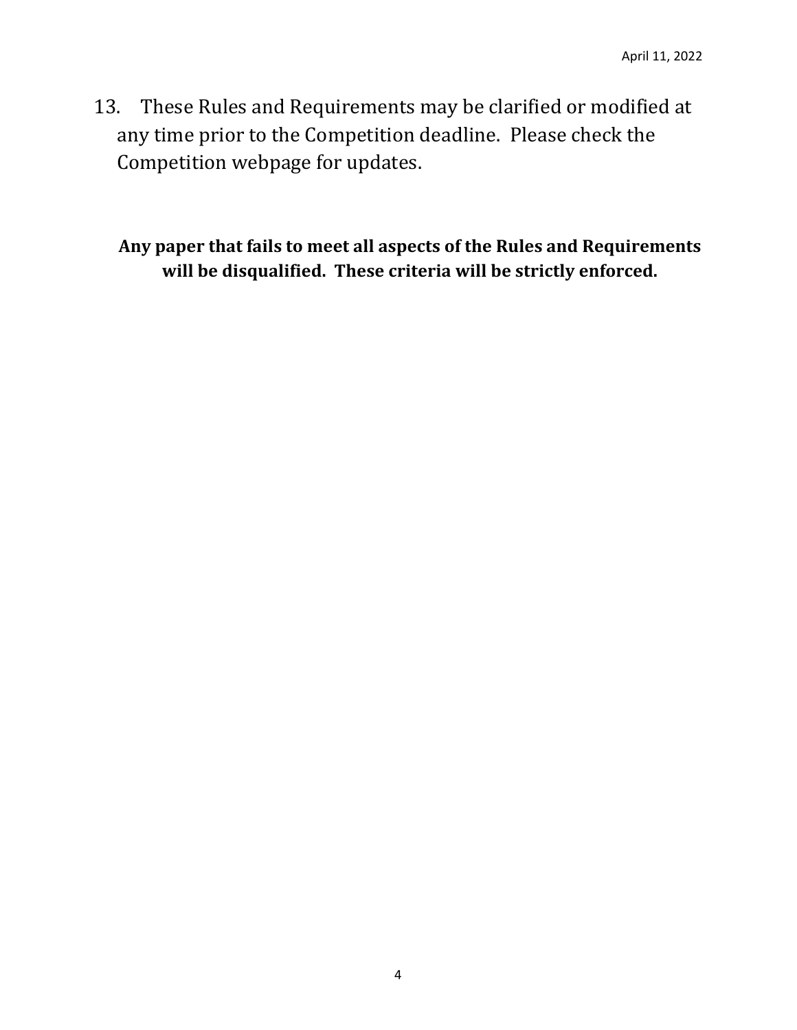13. These Rules and Requirements may be clarified or modified at any time prior to the Competition deadline. Please check the Competition webpage for updates.

**Any paper that fails to meet all aspects of the Rules and Requirements will be disqualified. These criteria will be strictly enforced.**